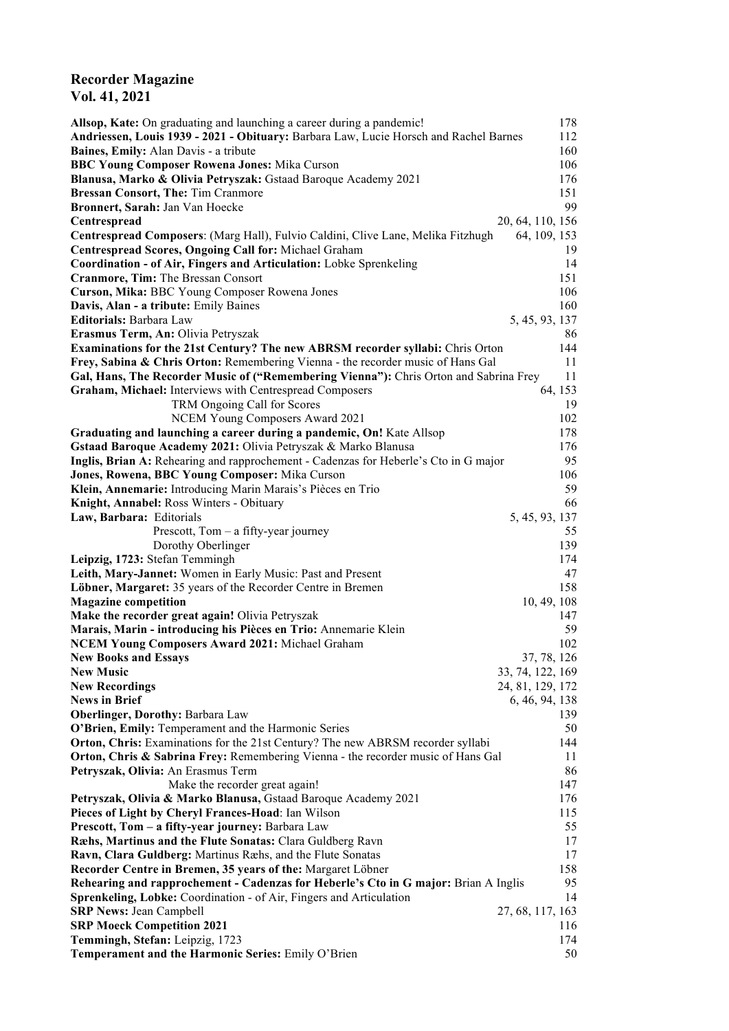# Recorder Magazine
## Vol. 41, 2021

**Allsop, Kate:** On graduating and launching a career during a pandemic! 178
**Andriessen, Louis 1939 - 2021 - Obituary:** Barbara Law, Lucie Horsch and Rachel Barnes 112
**Baines, Emily:** Alan Davis - a tribute 160
**BBC Young Composer Rowena Jones:** Mika Curson 106
**Blanusa, Marko & Olivia Petryszak:** Gstaad Baroque Academy 2021 176
**Bressan Consort, The:** Tim Cranmore 151
**Bronnert, Sarah:** Jan Van Hoecke 99
**Centrespread** 20, 64, 110, 156
**Centrespread Composers**: (Marg Hall), Fulvio Caldini, Clive Lane, Melika Fitzhugh 64, 109, 153
**Centrespread Scores, Ongoing Call for:** Michael Graham 19
**Coordination - of Air, Fingers and Articulation:** Lobke Sprenkeling 14
**Cranmore, Tim:** The Bressan Consort 151
**Curson, Mika:** BBC Young Composer Rowena Jones 106
**Davis, Alan - a tribute:** Emily Baines 160
**Editorials:** Barbara Law 5, 45, 93, 137
**Erasmus Term, An:** Olivia Petryszak 86
**Examinations for the 21st Century? The new ABRSM recorder syllabi:** Chris Orton 144
**Frey, Sabina & Chris Orton:** Remembering Vienna - the recorder music of Hans Gal 11
**Gal, Hans, The Recorder Music of ("Remembering Vienna"):** Chris Orton and Sabrina Frey 11
**Graham, Michael:** Interviews with Centrespread Composers 64, 153
TRM Ongoing Call for Scores 19
NCEM Young Composers Award 2021 102
**Graduating and launching a career during a pandemic, On!** Kate Allsop 178
**Gstaad Baroque Academy 2021:** Olivia Petryszak & Marko Blanusa 176
**Inglis, Brian A:** Rehearing and rapprochement - Cadenzas for Heberle's Cto in G major 95
**Jones, Rowena, BBC Young Composer:** Mika Curson 106
**Klein, Annemarie:** Introducing Marin Marais's Pièces en Trio 59
**Knight, Annabel:** Ross Winters - Obituary 66
**Law, Barbara:** Editorials 5, 45, 93, 137
Prescott, Tom – a fifty-year journey 55
Dorothy Oberlinger 139
**Leipzig, 1723:** Stefan Temmingh 174
**Leith, Mary-Jannet:** Women in Early Music: Past and Present 47
**Löbner, Margaret:** 35 years of the Recorder Centre in Bremen 158
**Magazine competition** 10, 49, 108
**Make the recorder great again!** Olivia Petryszak 147
**Marais, Marin - introducing his Pièces en Trio:** Annemarie Klein 59
**NCEM Young Composers Award 2021:** Michael Graham 102
**New Books and Essays** 37, 78, 126
**New Music** 33, 74, 122, 169
**New Recordings** 24, 81, 129, 172
**News in Brief** 6, 46, 94, 138
**Oberlinger, Dorothy:** Barbara Law 139
**O'Brien, Emily:** Temperament and the Harmonic Series 50
**Orton, Chris:** Examinations for the 21st Century? The new ABRSM recorder syllabi 144
**Orton, Chris & Sabrina Frey:** Remembering Vienna - the recorder music of Hans Gal 11
**Petryszak, Olivia:** An Erasmus Term 86
Make the recorder great again! 147
**Petryszak, Olivia & Marko Blanusa,** Gstaad Baroque Academy 2021 176
**Pieces of Light by Cheryl Frances-Hoad**: Ian Wilson 115
**Prescott, Tom – a fifty-year journey:** Barbara Law 55
**Ræhs, Martinus and the Flute Sonatas:** Clara Guldberg Ravn 17
**Ravn, Clara Guldberg:** Martinus Ræhs, and the Flute Sonatas 17
**Recorder Centre in Bremen, 35 years of the:** Margaret Löbner 158
**Rehearing and rapprochement - Cadenzas for Heberle's Cto in G major:** Brian A Inglis 95
**Sprenkeling, Lobke:** Coordination - of Air, Fingers and Articulation 14
**SRP News:** Jean Campbell 27, 68, 117, 163
**SRP Moeck Competition 2021** 116
**Temmingh, Stefan:** Leipzig, 1723 174
**Temperament and the Harmonic Series:** Emily O'Brien 50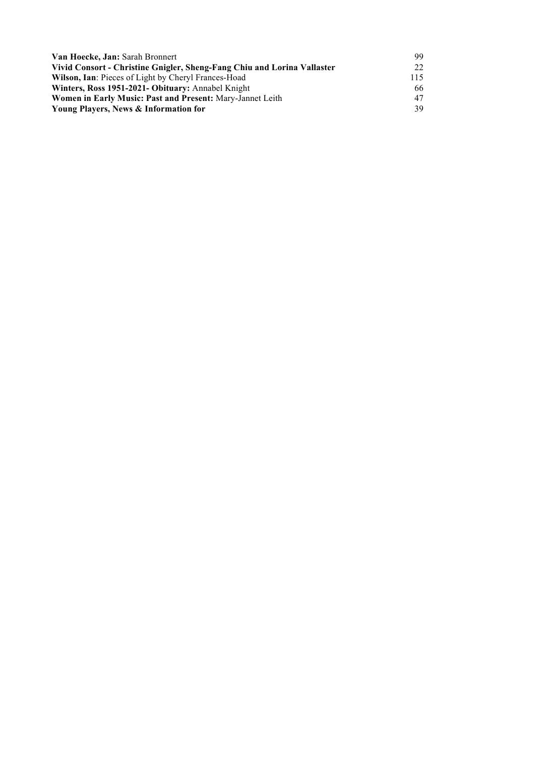**Van Hoecke, Jan:** Sarah Bronnert 99
**Vivid Consort - Christine Gnigler, Sheng-Fang Chiu and Lorina Vallaster** 22
**Wilson, Ian**: Pieces of Light by Cheryl Frances-Hoad 115
**Winters, Ross 1951-2021- Obituary:** Annabel Knight 66
**Women in Early Music: Past and Present:** Mary-Jannet Leith 47
**Young Players, News & Information for** 39